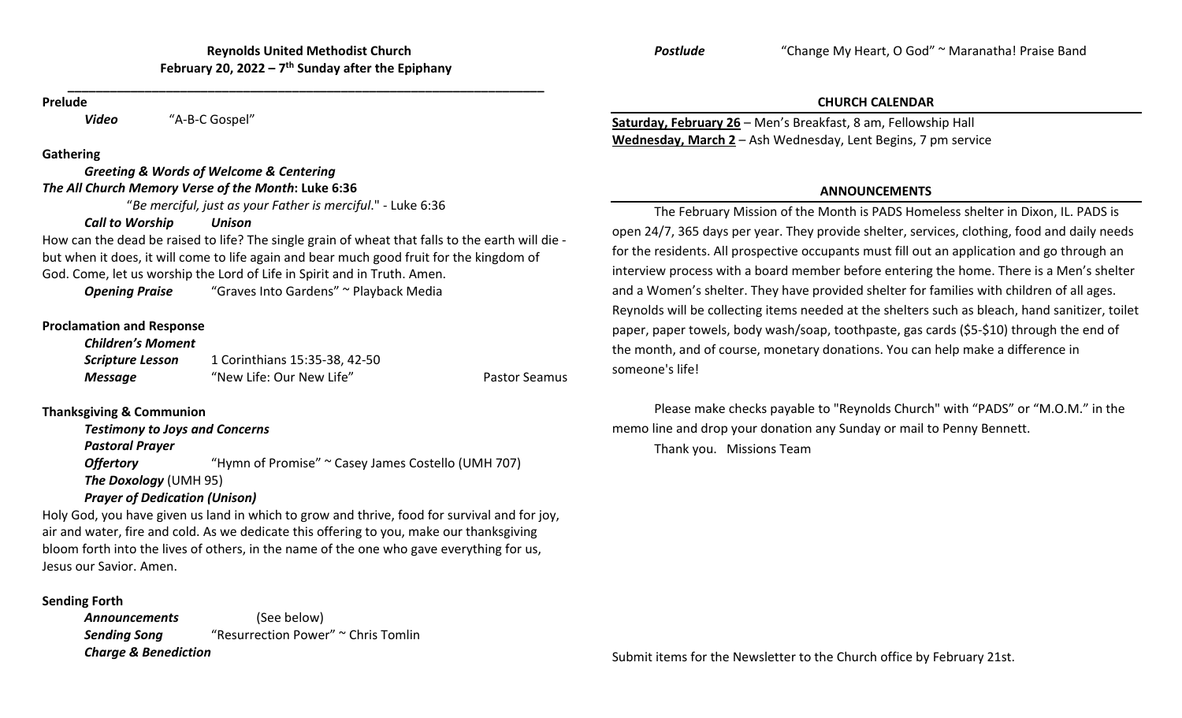**Reynolds United Methodist Church**
**February 20, 2022 – 7th Sunday after the Epiphany**

---

**Prelude**

*Video* "A-B-C Gospel"

**Gathering**

***Greeting & Words of Welcome & Centering***

***The All Church Memory Verse of the Month*: Luke 6:36**

"*Be merciful, just as your Father is merciful*." - Luke 6:36

***Call to Worship*** ***Unison***

How can the dead be raised to life? The single grain of wheat that falls to the earth will die - but when it does, it will come to life again and bear much good fruit for the kingdom of God. Come, let us worship the Lord of Life in Spirit and in Truth. Amen.

***Opening Praise*** "Graves Into Gardens" ~ Playback Media

**Proclamation and Response**

***Children's Moment***

***Scripture Lesson*** 1 Corinthians 15:35-38, 42-50

***Message*** "New Life: Our New Life" Pastor Seamus

**Thanksgiving & Communion**

***Testimony to Joys and Concerns***

***Pastoral Prayer***

***Offertory*** "Hymn of Promise" ~ Casey James Costello (UMH 707)

***The Doxology*** (UMH 95)

***Prayer of Dedication (Unison)***

Holy God, you have given us land in which to grow and thrive, food for survival and for joy, air and water, fire and cold. As we dedicate this offering to you, make our thanksgiving bloom forth into the lives of others, in the name of the one who gave everything for us, Jesus our Savior. Amen.

**Sending Forth**

***Announcements*** (See below)

***Sending Song*** "Resurrection Power" ~ Chris Tomlin

***Charge & Benediction***

***Postlude*** "Change My Heart, O God" ~ Maranatha! Praise Band

## CHURCH CALENDAR

**Saturday, February 26** – Men's Breakfast, 8 am, Fellowship Hall
**Wednesday, March 2** – Ash Wednesday, Lent Begins, 7 pm service

## ANNOUNCEMENTS

The February Mission of the Month is PADS Homeless shelter in Dixon, IL. PADS is open 24/7, 365 days per year. They provide shelter, services, clothing, food and daily needs for the residents. All prospective occupants must fill out an application and go through an interview process with a board member before entering the home. There is a Men's shelter and a Women's shelter. They have provided shelter for families with children of all ages. Reynolds will be collecting items needed at the shelters such as bleach, hand sanitizer, toilet paper, paper towels, body wash/soap, toothpaste, gas cards ($5-$10) through the end of the month, and of course, monetary donations. You can help make a difference in someone's life!

Please make checks payable to "Reynolds Church" with "PADS" or "M.O.M." in the memo line and drop your donation any Sunday or mail to Penny Bennett.

Thank you. Missions Team

Submit items for the Newsletter to the Church office by February 21st.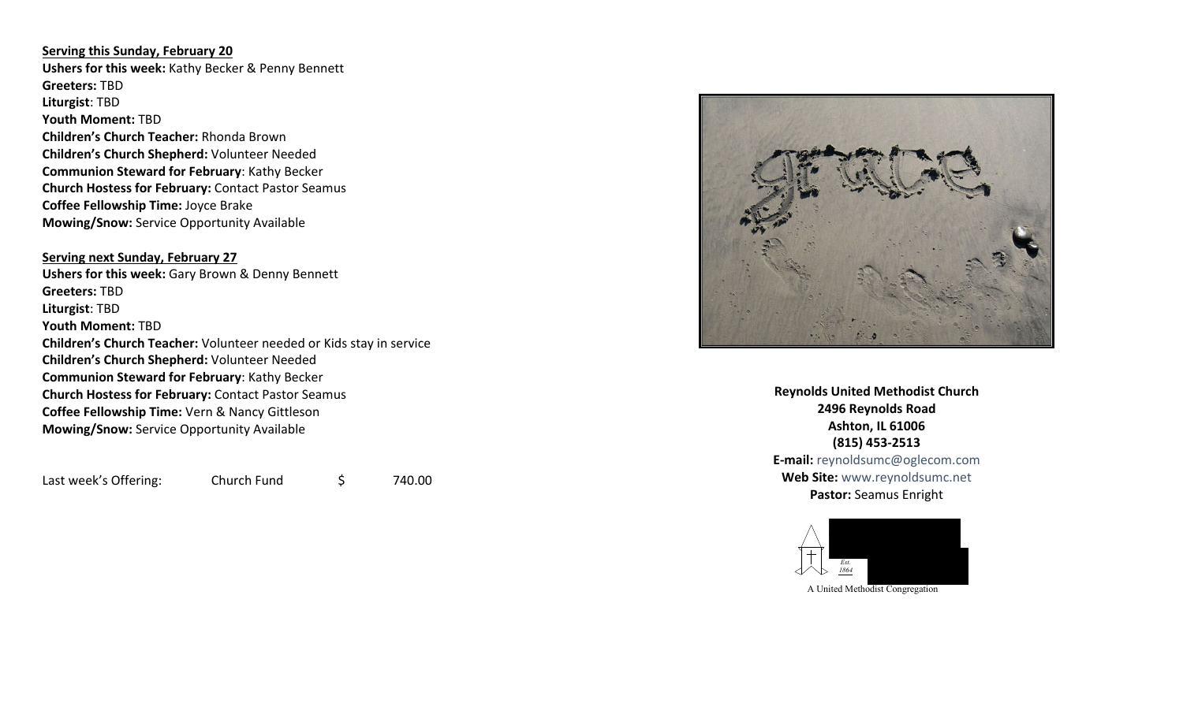**Serving this Sunday, February 20**

**Ushers for this week:** Kathy Becker & Penny Bennett
**Greeters:** TBD
**Liturgist**: TBD
**Youth Moment:** TBD
**Children's Church Teacher:** Rhonda Brown
**Children's Church Shepherd:** Volunteer Needed
**Communion Steward for February**: Kathy Becker
**Church Hostess for February:** Contact Pastor Seamus
**Coffee Fellowship Time:** Joyce Brake
**Mowing/Snow:** Service Opportunity Available

**Serving next Sunday, February 27**

**Ushers for this week:** Gary Brown & Denny Bennett
**Greeters:** TBD
**Liturgist**: TBD
**Youth Moment:** TBD
**Children's Church Teacher:** Volunteer needed or Kids stay in service
**Children's Church Shepherd:** Volunteer Needed
**Communion Steward for February**: Kathy Becker
**Church Hostess for February:** Contact Pastor Seamus
**Coffee Fellowship Time:** Vern & Nancy Gittleson
**Mowing/Snow:** Service Opportunity Available

| | | | |
|---|---|---|---|
| Last week's Offering: | Church Fund | $ | 740.00 |

**Reynolds United Methodist Church**
**2496 Reynolds Road**
**Ashton, IL 61006**
**(815) 453-2513**
**E-mail:** reynoldsumc@oglecom.com
**Web Site:** www.reynoldsumc.net
**Pastor:** Seamus Enright

*Est. 1864*

A United Methodist Congregation